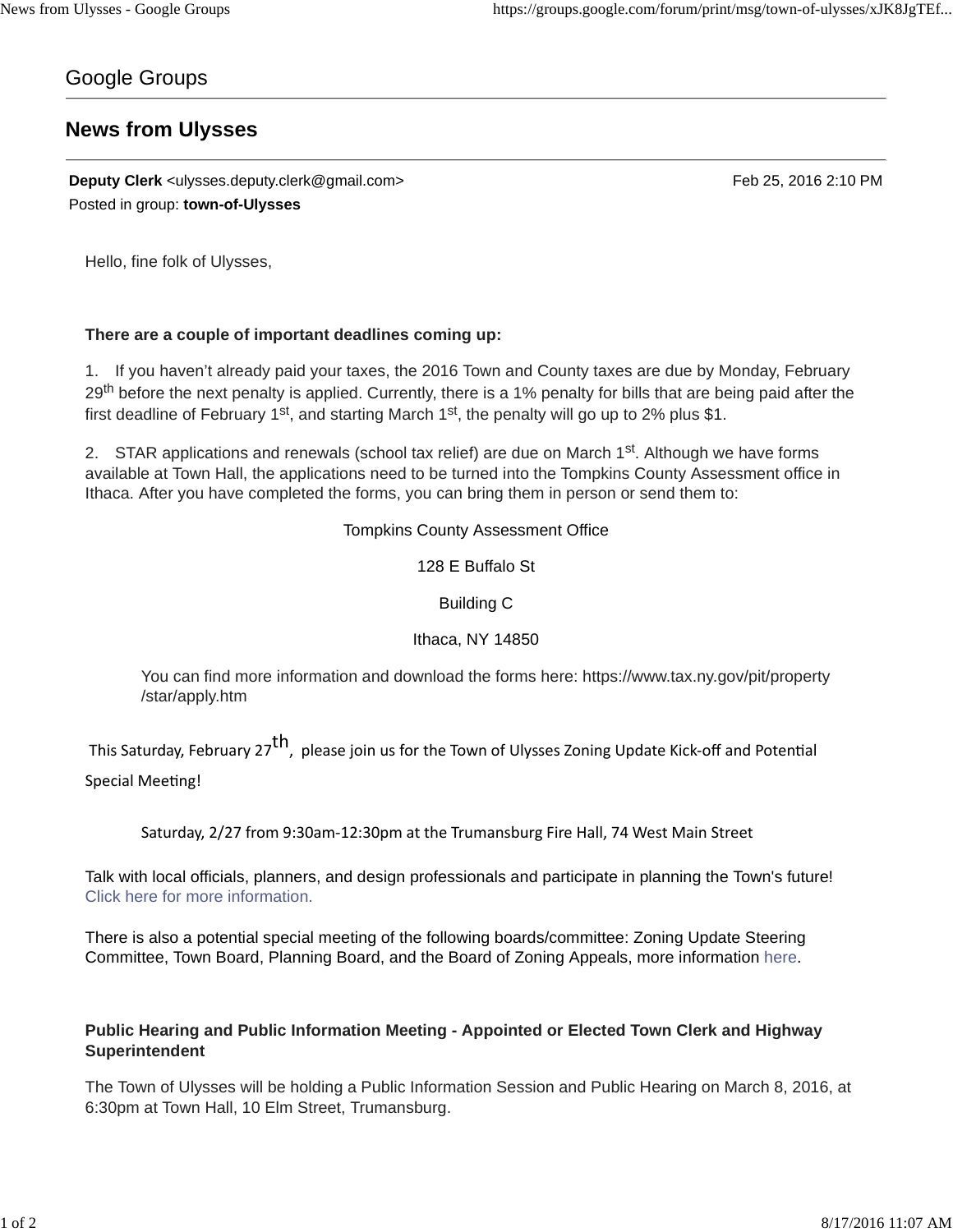Google Groups

# News from Ulysses

**Deputy Clerk** <ulysses.deputy.clerk@gmail.com> Feb 25, 2016 2:10 PM
Posted in group: **town-of-Ulysses**

Hello, fine folk of Ulysses,

**There are a couple of important deadlines coming up:**

1. If you haven't already paid your taxes, the 2016 Town and County taxes are due by Monday, February 29th before the next penalty is applied. Currently, there is a 1% penalty for bills that are being paid after the first deadline of February 1st, and starting March 1st, the penalty will go up to 2% plus $1.

2. STAR applications and renewals (school tax relief) are due on March 1st. Although we have forms available at Town Hall, the applications need to be turned into the Tompkins County Assessment office in Ithaca. After you have completed the forms, you can bring them in person or send them to:

Tompkins County Assessment Office

128 E Buffalo St

Building C

Ithaca, NY 14850

You can find more information and download the forms here: https://www.tax.ny.gov/pit/property/star/apply.htm

This Saturday, February 27th, please join us for the Town of Ulysses Zoning Update Kick-off and Potential Special Meeting!

Saturday, 2/27 from 9:30am-12:30pm at the Trumansburg Fire Hall, 74 West Main Street

Talk with local officials, planners, and design professionals and participate in planning the Town's future! Click here for more information.

There is also a potential special meeting of the following boards/committee: Zoning Update Steering Committee, Town Board, Planning Board, and the Board of Zoning Appeals, more information here.

**Public Hearing and Public Information Meeting - Appointed or Elected Town Clerk and Highway Superintendent**

The Town of Ulysses will be holding a Public Information Session and Public Hearing on March 8, 2016, at 6:30pm at Town Hall, 10 Elm Street, Trumansburg.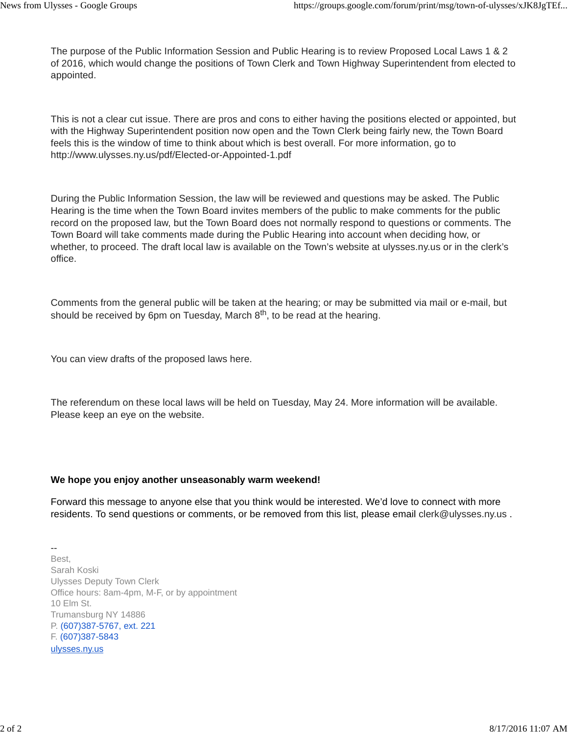The purpose of the Public Information Session and Public Hearing is to review Proposed Local Laws 1 & 2 of 2016, which would change the positions of Town Clerk and Town Highway Superintendent from elected to appointed.

This is not a clear cut issue. There are pros and cons to either having the positions elected or appointed, but with the Highway Superintendent position now open and the Town Clerk being fairly new, the Town Board feels this is the window of time to think about which is best overall. For more information, go to http://www.ulysses.ny.us/pdf/Elected-or-Appointed-1.pdf

During the Public Information Session, the law will be reviewed and questions may be asked. The Public Hearing is the time when the Town Board invites members of the public to make comments for the public record on the proposed law, but the Town Board does not normally respond to questions or comments. The Town Board will take comments made during the Public Hearing into account when deciding how, or whether, to proceed. The draft local law is available on the Town's website at ulysses.ny.us or in the clerk's office.

Comments from the general public will be taken at the hearing; or may be submitted via mail or e-mail, but should be received by 6pm on Tuesday, March 8th, to be read at the hearing.

You can view drafts of the proposed laws here.

The referendum on these local laws will be held on Tuesday, May 24. More information will be available. Please keep an eye on the website.

**We hope you enjoy another unseasonably warm weekend!**

Forward this message to anyone else that you think would be interested. We'd love to connect with more residents. To send questions or comments, or be removed from this list, please email clerk@ulysses.ny.us .

--
Best,
Sarah Koski
Ulysses Deputy Town Clerk
Office hours: 8am-4pm, M-F, or by appointment
10 Elm St.
Trumansburg NY 14886
P. (607)387-5767, ext. 221
F. (607)387-5843
ulysses.ny.us